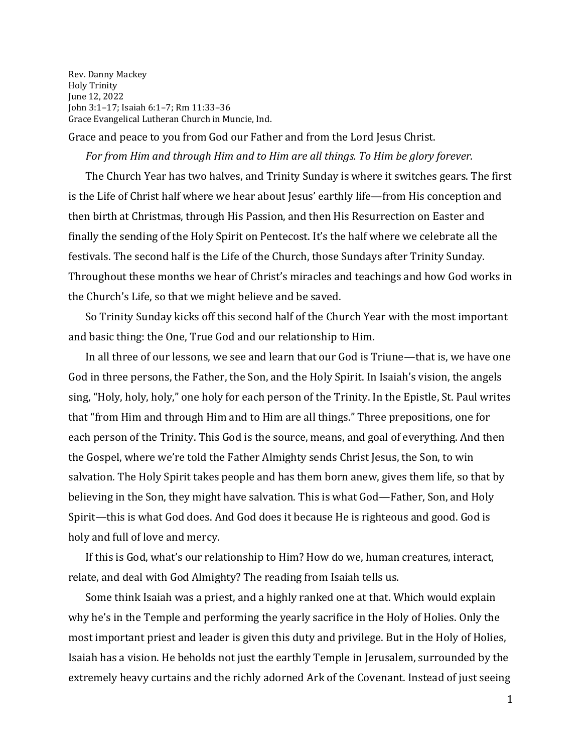Rev. Danny Mackey
Holy Trinity
June 12, 2022
John 3:1–17; Isaiah 6:1–7; Rm 11:33–36
Grace Evangelical Lutheran Church in Muncie, Ind.

Grace and peace to you from God our Father and from the Lord Jesus Christ.

*For from Him and through Him and to Him are all things. To Him be glory forever.*

The Church Year has two halves, and Trinity Sunday is where it switches gears. The first is the Life of Christ half where we hear about Jesus' earthly life—from His conception and then birth at Christmas, through His Passion, and then His Resurrection on Easter and finally the sending of the Holy Spirit on Pentecost. It's the half where we celebrate all the festivals. The second half is the Life of the Church, those Sundays after Trinity Sunday. Throughout these months we hear of Christ's miracles and teachings and how God works in the Church's Life, so that we might believe and be saved.

So Trinity Sunday kicks off this second half of the Church Year with the most important and basic thing: the One, True God and our relationship to Him.

In all three of our lessons, we see and learn that our God is Triune—that is, we have one God in three persons, the Father, the Son, and the Holy Spirit. In Isaiah's vision, the angels sing, "Holy, holy, holy," one holy for each person of the Trinity. In the Epistle, St. Paul writes that "from Him and through Him and to Him are all things." Three prepositions, one for each person of the Trinity. This God is the source, means, and goal of everything. And then the Gospel, where we're told the Father Almighty sends Christ Jesus, the Son, to win salvation. The Holy Spirit takes people and has them born anew, gives them life, so that by believing in the Son, they might have salvation. This is what God—Father, Son, and Holy Spirit—this is what God does. And God does it because He is righteous and good. God is holy and full of love and mercy.

If this is God, what's our relationship to Him? How do we, human creatures, interact, relate, and deal with God Almighty? The reading from Isaiah tells us.

Some think Isaiah was a priest, and a highly ranked one at that. Which would explain why he's in the Temple and performing the yearly sacrifice in the Holy of Holies. Only the most important priest and leader is given this duty and privilege. But in the Holy of Holies, Isaiah has a vision. He beholds not just the earthly Temple in Jerusalem, surrounded by the extremely heavy curtains and the richly adorned Ark of the Covenant. Instead of just seeing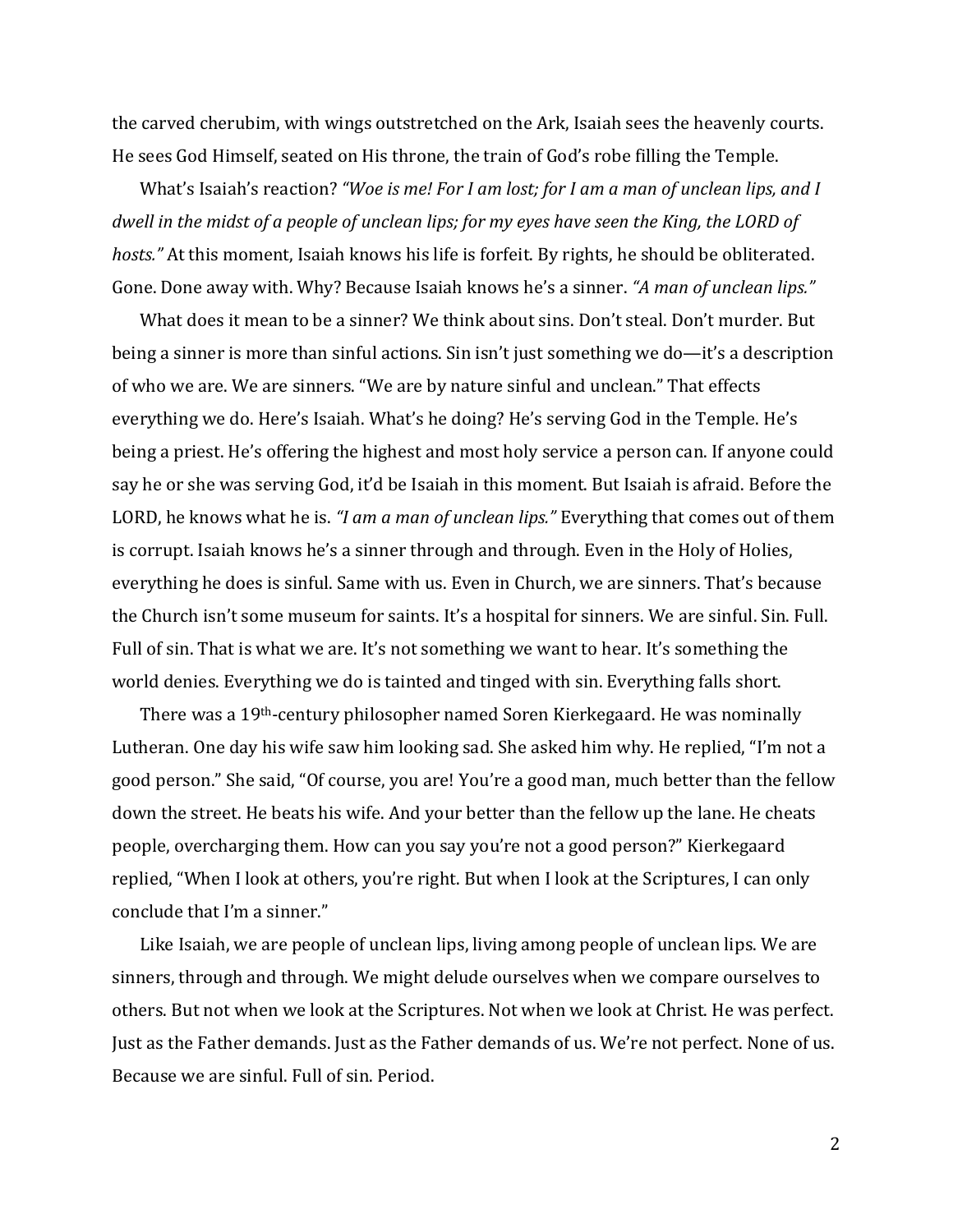the carved cherubim, with wings outstretched on the Ark, Isaiah sees the heavenly courts. He sees God Himself, seated on His throne, the train of God's robe filling the Temple.

What's Isaiah's reaction? *"Woe is me! For I am lost; for I am a man of unclean lips, and I dwell in the midst of a people of unclean lips; for my eyes have seen the King, the LORD of hosts."* At this moment, Isaiah knows his life is forfeit. By rights, he should be obliterated. Gone. Done away with. Why? Because Isaiah knows he's a sinner. *"A man of unclean lips."*

What does it mean to be a sinner? We think about sins. Don't steal. Don't murder. But being a sinner is more than sinful actions. Sin isn't just something we do—it's a description of who we are. We are sinners. "We are by nature sinful and unclean." That effects everything we do. Here's Isaiah. What's he doing? He's serving God in the Temple. He's being a priest. He's offering the highest and most holy service a person can. If anyone could say he or she was serving God, it'd be Isaiah in this moment. But Isaiah is afraid. Before the LORD, he knows what he is. *"I am a man of unclean lips."* Everything that comes out of them is corrupt. Isaiah knows he's a sinner through and through. Even in the Holy of Holies, everything he does is sinful. Same with us. Even in Church, we are sinners. That's because the Church isn't some museum for saints. It's a hospital for sinners. We are sinful. Sin. Full. Full of sin. That is what we are. It's not something we want to hear. It's something the world denies. Everything we do is tainted and tinged with sin. Everything falls short.

There was a 19th-century philosopher named Soren Kierkegaard. He was nominally Lutheran. One day his wife saw him looking sad. She asked him why. He replied, "I'm not a good person." She said, "Of course, you are! You're a good man, much better than the fellow down the street. He beats his wife. And your better than the fellow up the lane. He cheats people, overcharging them. How can you say you're not a good person?" Kierkegaard replied, "When I look at others, you're right. But when I look at the Scriptures, I can only conclude that I'm a sinner."

Like Isaiah, we are people of unclean lips, living among people of unclean lips. We are sinners, through and through. We might delude ourselves when we compare ourselves to others. But not when we look at the Scriptures. Not when we look at Christ. He was perfect. Just as the Father demands. Just as the Father demands of us. We're not perfect. None of us. Because we are sinful. Full of sin. Period.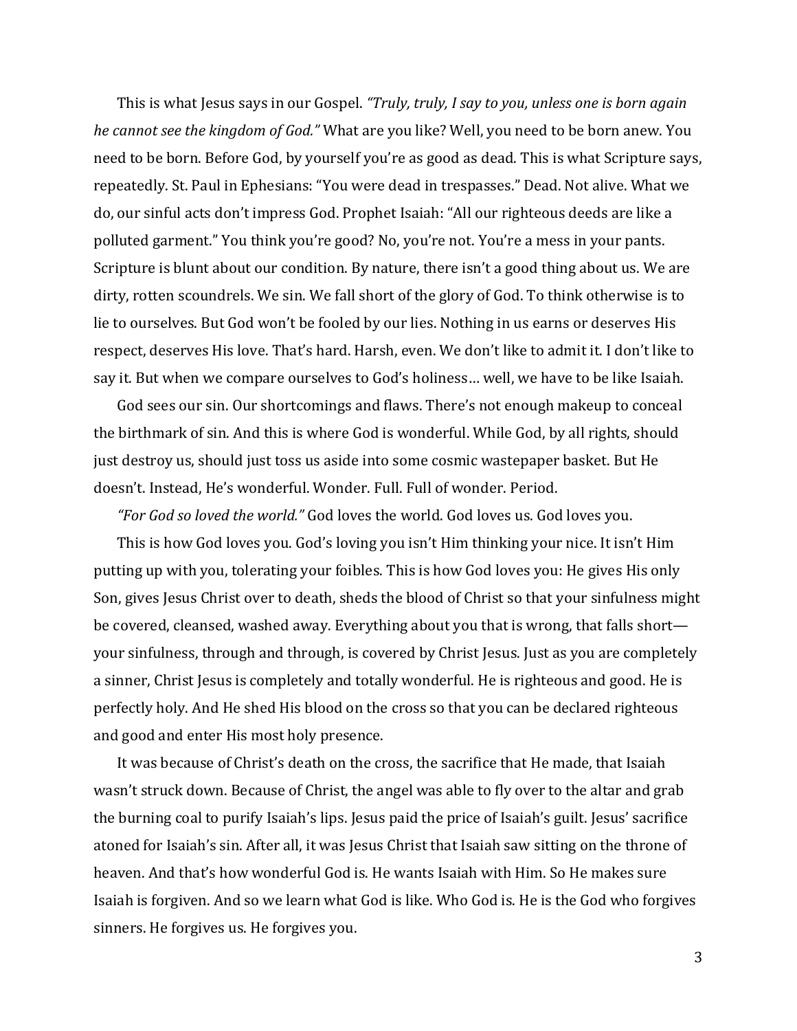This is what Jesus says in our Gospel. *"Truly, truly, I say to you, unless one is born again he cannot see the kingdom of God."* What are you like? Well, you need to be born anew. You need to be born. Before God, by yourself you're as good as dead. This is what Scripture says, repeatedly. St. Paul in Ephesians: "You were dead in trespasses." Dead. Not alive. What we do, our sinful acts don't impress God. Prophet Isaiah: "All our righteous deeds are like a polluted garment." You think you're good? No, you're not. You're a mess in your pants. Scripture is blunt about our condition. By nature, there isn't a good thing about us. We are dirty, rotten scoundrels. We sin. We fall short of the glory of God. To think otherwise is to lie to ourselves. But God won't be fooled by our lies. Nothing in us earns or deserves His respect, deserves His love. That's hard. Harsh, even. We don't like to admit it. I don't like to say it. But when we compare ourselves to God's holiness… well, we have to be like Isaiah.

God sees our sin. Our shortcomings and flaws. There's not enough makeup to conceal the birthmark of sin. And this is where God is wonderful. While God, by all rights, should just destroy us, should just toss us aside into some cosmic wastepaper basket. But He doesn't. Instead, He's wonderful. Wonder. Full. Full of wonder. Period.

*"For God so loved the world."* God loves the world. God loves us. God loves you.

This is how God loves you. God's loving you isn't Him thinking your nice. It isn't Him putting up with you, tolerating your foibles. This is how God loves you: He gives His only Son, gives Jesus Christ over to death, sheds the blood of Christ so that your sinfulness might be covered, cleansed, washed away. Everything about you that is wrong, that falls short—your sinfulness, through and through, is covered by Christ Jesus. Just as you are completely a sinner, Christ Jesus is completely and totally wonderful. He is righteous and good. He is perfectly holy. And He shed His blood on the cross so that you can be declared righteous and good and enter His most holy presence.

It was because of Christ's death on the cross, the sacrifice that He made, that Isaiah wasn't struck down. Because of Christ, the angel was able to fly over to the altar and grab the burning coal to purify Isaiah's lips. Jesus paid the price of Isaiah's guilt. Jesus' sacrifice atoned for Isaiah's sin. After all, it was Jesus Christ that Isaiah saw sitting on the throne of heaven. And that's how wonderful God is. He wants Isaiah with Him. So He makes sure Isaiah is forgiven. And so we learn what God is like. Who God is. He is the God who forgives sinners. He forgives us. He forgives you.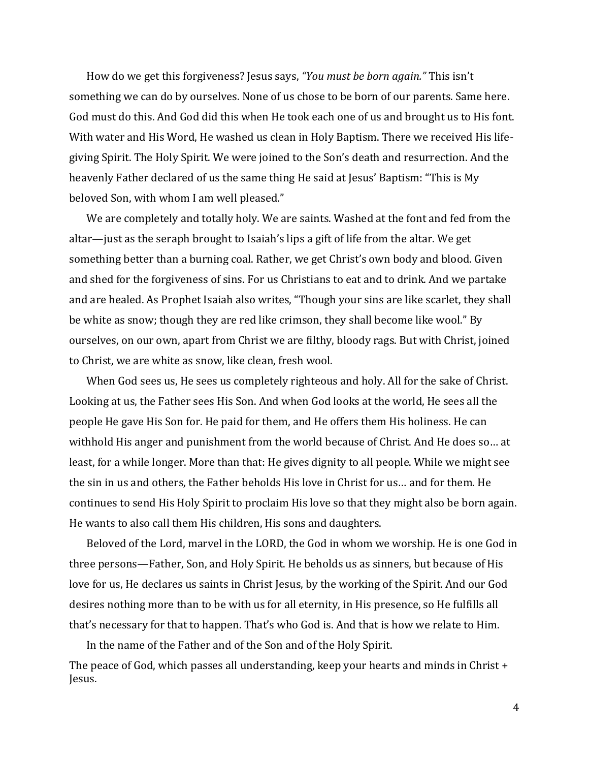How do we get this forgiveness? Jesus says, *"You must be born again."* This isn't something we can do by ourselves. None of us chose to be born of our parents. Same here. God must do this. And God did this when He took each one of us and brought us to His font. With water and His Word, He washed us clean in Holy Baptism. There we received His life-giving Spirit. The Holy Spirit. We were joined to the Son's death and resurrection. And the heavenly Father declared of us the same thing He said at Jesus' Baptism: "This is My beloved Son, with whom I am well pleased."

We are completely and totally holy. We are saints. Washed at the font and fed from the altar—just as the seraph brought to Isaiah's lips a gift of life from the altar. We get something better than a burning coal. Rather, we get Christ's own body and blood. Given and shed for the forgiveness of sins. For us Christians to eat and to drink. And we partake and are healed. As Prophet Isaiah also writes, "Though your sins are like scarlet, they shall be white as snow; though they are red like crimson, they shall become like wool." By ourselves, on our own, apart from Christ we are filthy, bloody rags. But with Christ, joined to Christ, we are white as snow, like clean, fresh wool.

When God sees us, He sees us completely righteous and holy. All for the sake of Christ. Looking at us, the Father sees His Son. And when God looks at the world, He sees all the people He gave His Son for. He paid for them, and He offers them His holiness. He can withhold His anger and punishment from the world because of Christ. And He does so… at least, for a while longer. More than that: He gives dignity to all people. While we might see the sin in us and others, the Father beholds His love in Christ for us… and for them. He continues to send His Holy Spirit to proclaim His love so that they might also be born again. He wants to also call them His children, His sons and daughters.

Beloved of the Lord, marvel in the LORD, the God in whom we worship. He is one God in three persons—Father, Son, and Holy Spirit. He beholds us as sinners, but because of His love for us, He declares us saints in Christ Jesus, by the working of the Spirit. And our God desires nothing more than to be with us for all eternity, in His presence, so He fulfills all that's necessary for that to happen. That's who God is. And that is how we relate to Him.

In the name of the Father and of the Son and of the Holy Spirit.

The peace of God, which passes all understanding, keep your hearts and minds in Christ + Jesus.